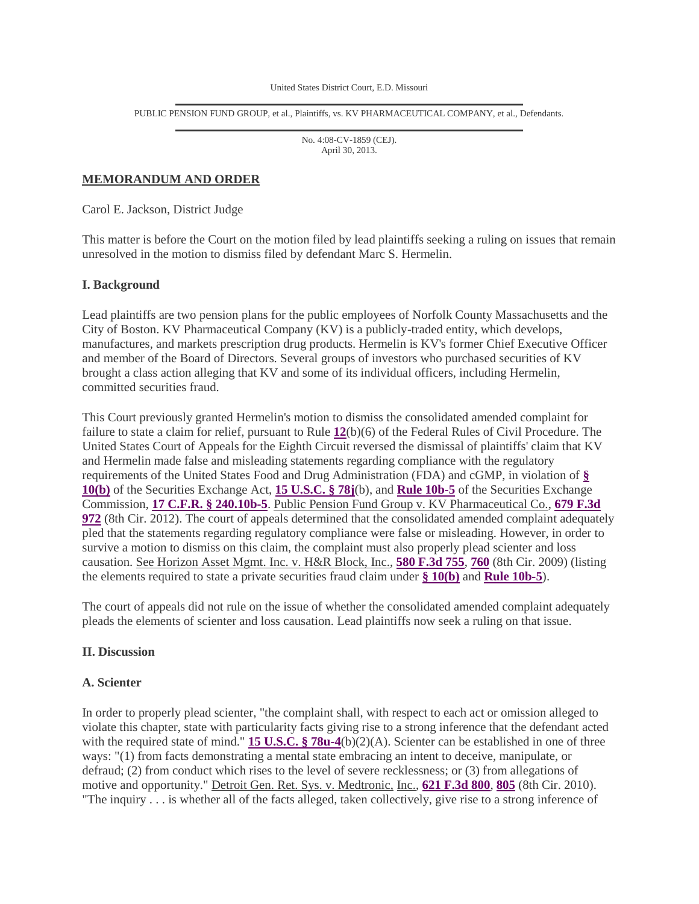United States District Court, E.D. Missouri

PUBLIC PENSION FUND GROUP, et al., Plaintiffs, vs. KV PHARMACEUTICAL COMPANY, et al., Defendants.

No. 4:08-CV-1859 (CEJ).
April 30, 2013.

## MEMORANDUM AND ORDER

Carol E. Jackson, District Judge

This matter is before the Court on the motion filed by lead plaintiffs seeking a ruling on issues that remain unresolved in the motion to dismiss filed by defendant Marc S. Hermelin.

### I. Background

Lead plaintiffs are two pension plans for the public employees of Norfolk County Massachusetts and the City of Boston. KV Pharmaceutical Company (KV) is a publicly-traded entity, which develops, manufactures, and markets prescription drug products. Hermelin is KV's former Chief Executive Officer and member of the Board of Directors. Several groups of investors who purchased securities of KV brought a class action alleging that KV and some of its individual officers, including Hermelin, committed securities fraud.

This Court previously granted Hermelin's motion to dismiss the consolidated amended complaint for failure to state a claim for relief, pursuant to Rule **12**(b)(6) of the Federal Rules of Civil Procedure. The United States Court of Appeals for the Eighth Circuit reversed the dismissal of plaintiffs' claim that KV and Hermelin made false and misleading statements regarding compliance with the regulatory requirements of the United States Food and Drug Administration (FDA) and cGMP, in violation of **§ 10(b)** of the Securities Exchange Act, **15 U.S.C. § 78j**(b), and **Rule 10b-5** of the Securities Exchange Commission, **17 C.F.R. § 240.10b-5**. Public Pension Fund Group v. KV Pharmaceutical Co., **679 F.3d 972** (8th Cir. 2012). The court of appeals determined that the consolidated amended complaint adequately pled that the statements regarding regulatory compliance were false or misleading. However, in order to survive a motion to dismiss on this claim, the complaint must also properly plead scienter and loss causation. See Horizon Asset Mgmt. Inc. v. H&R Block, Inc., **580 F.3d 755**, **760** (8th Cir. 2009) (listing the elements required to state a private securities fraud claim under **§ 10(b)** and **Rule 10b-5**).

The court of appeals did not rule on the issue of whether the consolidated amended complaint adequately pleads the elements of scienter and loss causation. Lead plaintiffs now seek a ruling on that issue.

### II. Discussion

### A. Scienter

In order to properly plead scienter, "the complaint shall, with respect to each act or omission alleged to violate this chapter, state with particularity facts giving rise to a strong inference that the defendant acted with the required state of mind." **15 U.S.C. § 78u-4**(b)(2)(A). Scienter can be established in one of three ways: "(1) from facts demonstrating a mental state embracing an intent to deceive, manipulate, or defraud; (2) from conduct which rises to the level of severe recklessness; or (3) from allegations of motive and opportunity." Detroit Gen. Ret. Sys. v. Medtronic, Inc., **621 F.3d 800**, **805** (8th Cir. 2010). "The inquiry . . . is whether all of the facts alleged, taken collectively, give rise to a strong inference of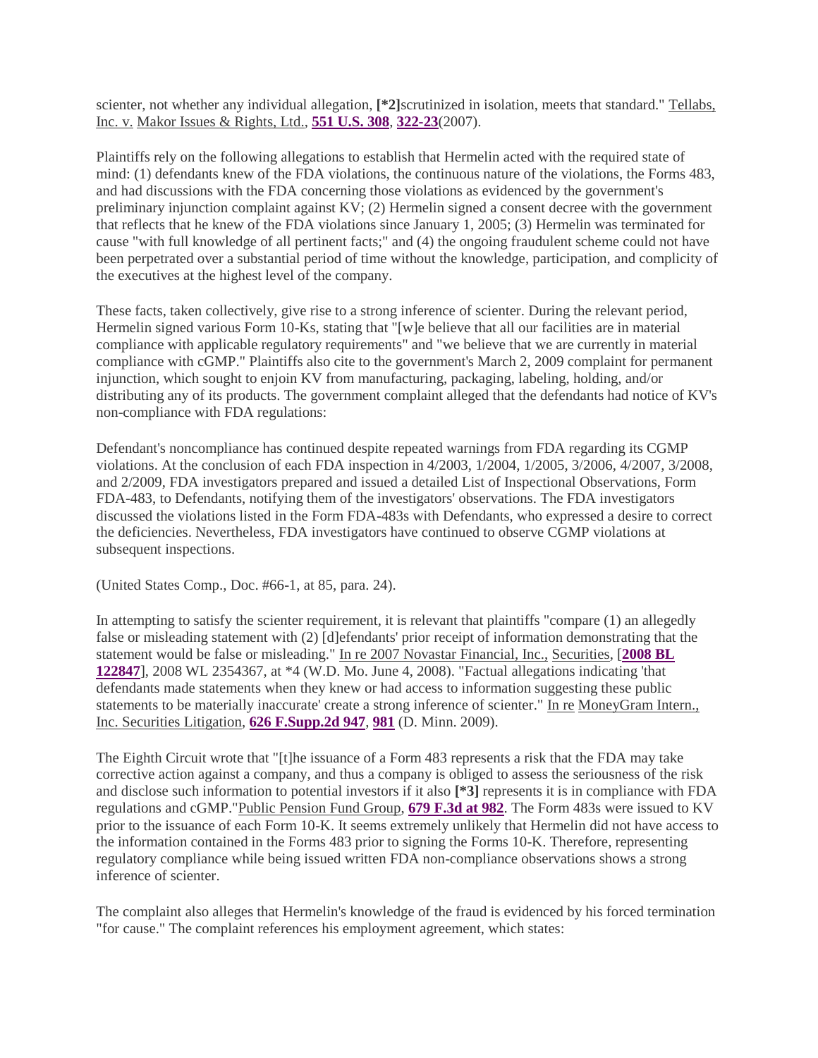scienter, not whether any individual allegation, **[*2]**scrutinized in isolation, meets that standard." Tellabs, Inc. v. Makor Issues & Rights, Ltd., **551 U.S. 308**, **322-23**(2007).

Plaintiffs rely on the following allegations to establish that Hermelin acted with the required state of mind: (1) defendants knew of the FDA violations, the continuous nature of the violations, the Forms 483, and had discussions with the FDA concerning those violations as evidenced by the government's preliminary injunction complaint against KV; (2) Hermelin signed a consent decree with the government that reflects that he knew of the FDA violations since January 1, 2005; (3) Hermelin was terminated for cause "with full knowledge of all pertinent facts;" and (4) the ongoing fraudulent scheme could not have been perpetrated over a substantial period of time without the knowledge, participation, and complicity of the executives at the highest level of the company.

These facts, taken collectively, give rise to a strong inference of scienter. During the relevant period, Hermelin signed various Form 10-Ks, stating that "[w]e believe that all our facilities are in material compliance with applicable regulatory requirements" and "we believe that we are currently in material compliance with cGMP." Plaintiffs also cite to the government's March 2, 2009 complaint for permanent injunction, which sought to enjoin KV from manufacturing, packaging, labeling, holding, and/or distributing any of its products. The government complaint alleged that the defendants had notice of KV's non-compliance with FDA regulations:

Defendant's noncompliance has continued despite repeated warnings from FDA regarding its CGMP violations. At the conclusion of each FDA inspection in 4/2003, 1/2004, 1/2005, 3/2006, 4/2007, 3/2008, and 2/2009, FDA investigators prepared and issued a detailed List of Inspectional Observations, Form FDA-483, to Defendants, notifying them of the investigators' observations. The FDA investigators discussed the violations listed in the Form FDA-483s with Defendants, who expressed a desire to correct the deficiencies. Nevertheless, FDA investigators have continued to observe CGMP violations at subsequent inspections.

(United States Comp., Doc. #66-1, at 85, para. 24).

In attempting to satisfy the scienter requirement, it is relevant that plaintiffs "compare (1) an allegedly false or misleading statement with (2) [d]efendants' prior receipt of information demonstrating that the statement would be false or misleading." In re 2007 Novastar Financial, Inc., Securities, [**2008 BL 122847**], 2008 WL 2354367, at *4 (W.D. Mo. June 4, 2008). "Factual allegations indicating 'that defendants made statements when they knew or had access to information suggesting these public statements to be materially inaccurate' create a strong inference of scienter." In re MoneyGram Intern., Inc. Securities Litigation, **626 F.Supp.2d 947**, **981** (D. Minn. 2009).

The Eighth Circuit wrote that "[t]he issuance of a Form 483 represents a risk that the FDA may take corrective action against a company, and thus a company is obliged to assess the seriousness of the risk and disclose such information to potential investors if it also **[*3]** represents it is in compliance with FDA regulations and cGMP."Public Pension Fund Group, **679 F.3d at 982**. The Form 483s were issued to KV prior to the issuance of each Form 10-K. It seems extremely unlikely that Hermelin did not have access to the information contained in the Forms 483 prior to signing the Forms 10-K. Therefore, representing regulatory compliance while being issued written FDA non-compliance observations shows a strong inference of scienter.

The complaint also alleges that Hermelin's knowledge of the fraud is evidenced by his forced termination "for cause." The complaint references his employment agreement, which states: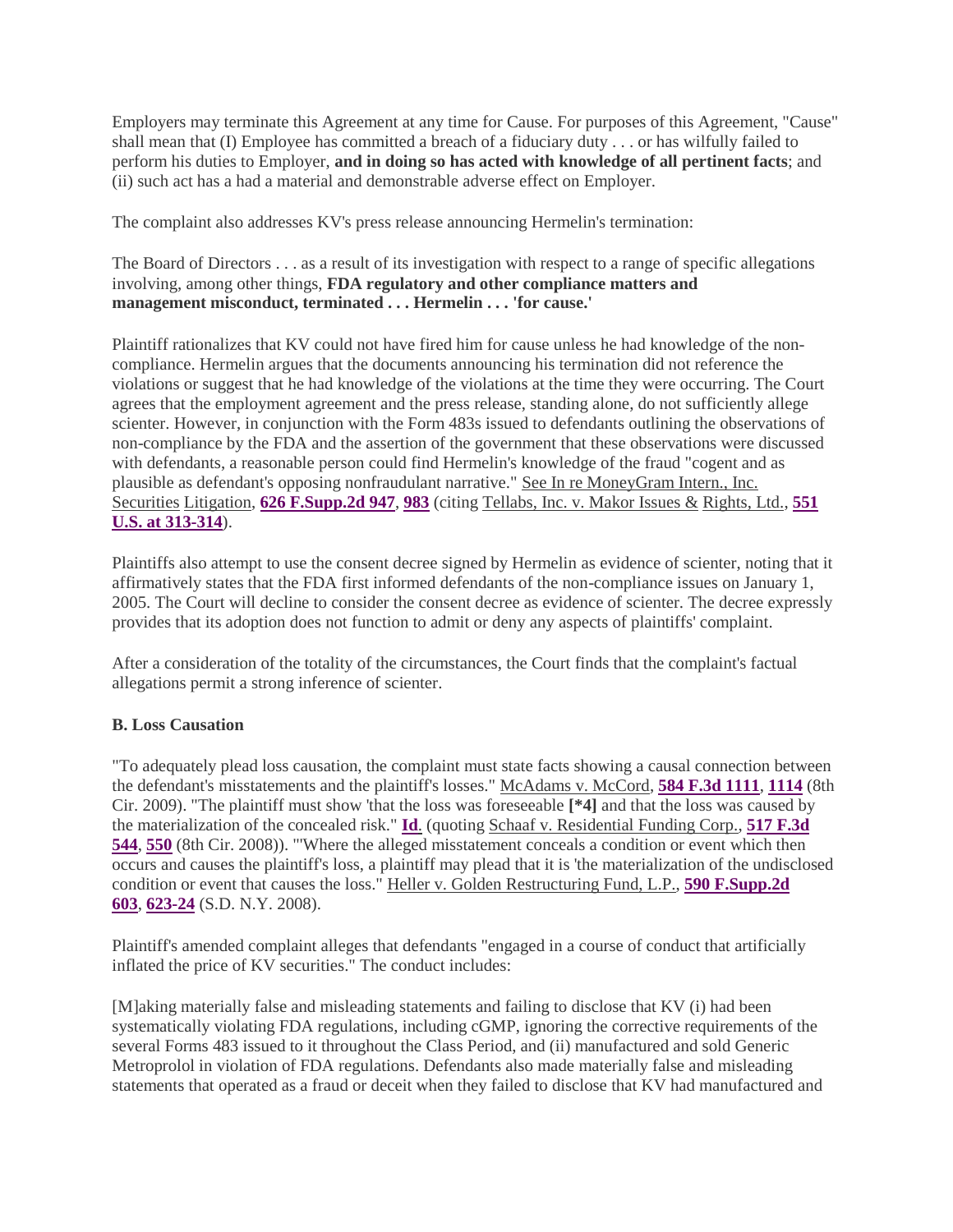Employers may terminate this Agreement at any time for Cause. For purposes of this Agreement, "Cause" shall mean that (I) Employee has committed a breach of a fiduciary duty . . . or has wilfully failed to perform his duties to Employer, **and in doing so has acted with knowledge of all pertinent facts**; and (ii) such act has a had a material and demonstrable adverse effect on Employer.

The complaint also addresses KV's press release announcing Hermelin's termination:

The Board of Directors . . . as a result of its investigation with respect to a range of specific allegations involving, among other things, **FDA regulatory and other compliance matters and management misconduct, terminated . . . Hermelin . . . 'for cause.'**

Plaintiff rationalizes that KV could not have fired him for cause unless he had knowledge of the non-compliance. Hermelin argues that the documents announcing his termination did not reference the violations or suggest that he had knowledge of the violations at the time they were occurring. The Court agrees that the employment agreement and the press release, standing alone, do not sufficiently allege scienter. However, in conjunction with the Form 483s issued to defendants outlining the observations of non-compliance by the FDA and the assertion of the government that these observations were discussed with defendants, a reasonable person could find Hermelin's knowledge of the fraud "cogent and as plausible as defendant's opposing nonfraudulant narrative." See In re MoneyGram Intern., Inc. Securities Litigation, **626 F.Supp.2d 947**, **983** (citing Tellabs, Inc. v. Makor Issues & Rights, Ltd., **551 U.S. at 313-314**).

Plaintiffs also attempt to use the consent decree signed by Hermelin as evidence of scienter, noting that it affirmatively states that the FDA first informed defendants of the non-compliance issues on January 1, 2005. The Court will decline to consider the consent decree as evidence of scienter. The decree expressly provides that its adoption does not function to admit or deny any aspects of plaintiffs' complaint.

After a consideration of the totality of the circumstances, the Court finds that the complaint's factual allegations permit a strong inference of scienter.

### B. Loss Causation

"To adequately plead loss causation, the complaint must state facts showing a causal connection between the defendant's misstatements and the plaintiff's losses." McAdams v. McCord, **584 F.3d 1111**, **1114** (8th Cir. 2009). "The plaintiff must show 'that the loss was foreseeable **[*4]** and that the loss was caused by the materialization of the concealed risk." **Id**. (quoting Schaaf v. Residential Funding Corp., **517 F.3d 544**, **550** (8th Cir. 2008)). "'Where the alleged misstatement conceals a condition or event which then occurs and causes the plaintiff's loss, a plaintiff may plead that it is 'the materialization of the undisclosed condition or event that causes the loss." Heller v. Golden Restructuring Fund, L.P., **590 F.Supp.2d 603**, **623-24** (S.D. N.Y. 2008).

Plaintiff's amended complaint alleges that defendants "engaged in a course of conduct that artificially inflated the price of KV securities." The conduct includes:

[M]aking materially false and misleading statements and failing to disclose that KV (i) had been systematically violating FDA regulations, including cGMP, ignoring the corrective requirements of the several Forms 483 issued to it throughout the Class Period, and (ii) manufactured and sold Generic Metroprolol in violation of FDA regulations. Defendants also made materially false and misleading statements that operated as a fraud or deceit when they failed to disclose that KV had manufactured and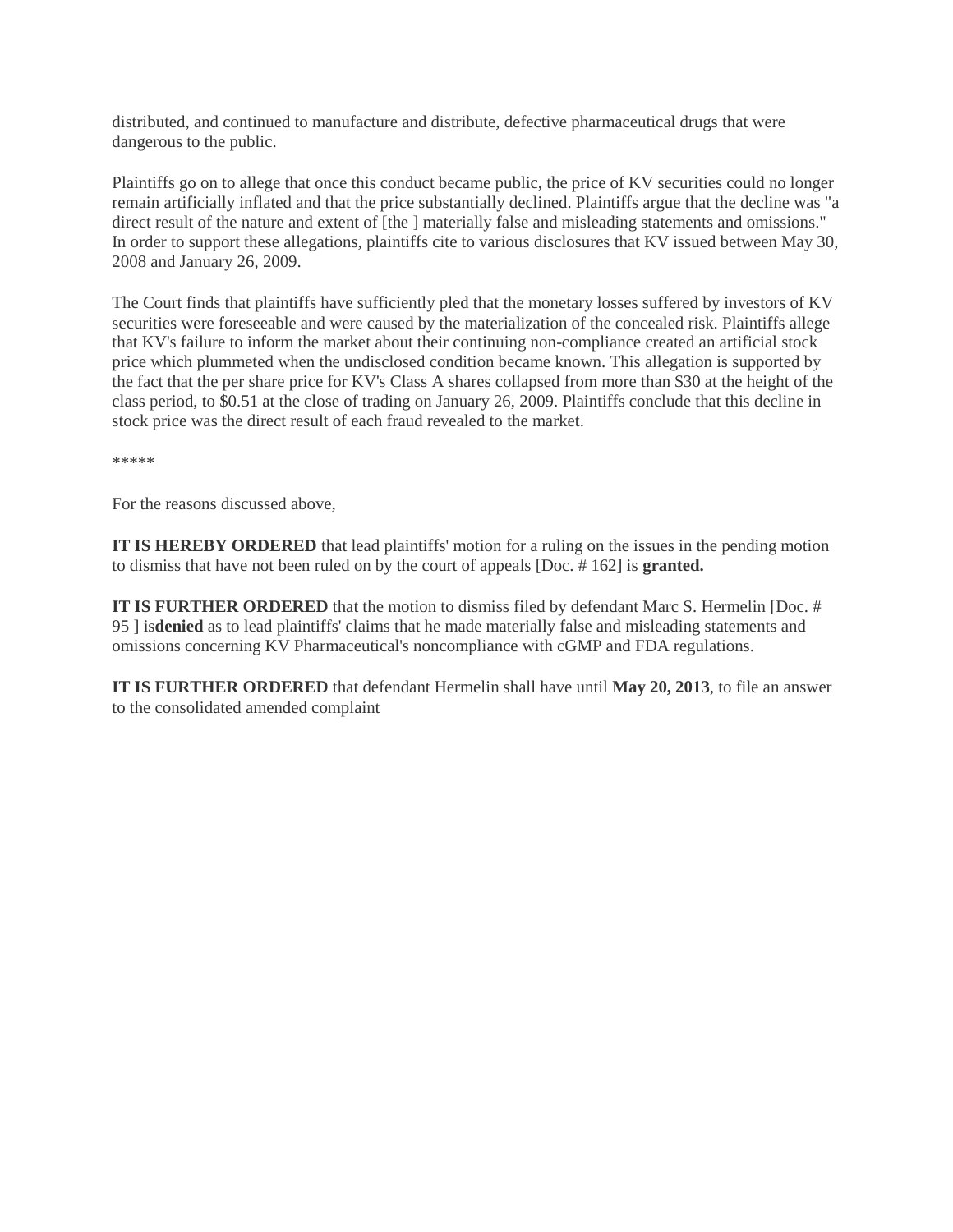distributed, and continued to manufacture and distribute, defective pharmaceutical drugs that were dangerous to the public.

Plaintiffs go on to allege that once this conduct became public, the price of KV securities could no longer remain artificially inflated and that the price substantially declined. Plaintiffs argue that the decline was "a direct result of the nature and extent of [the ] materially false and misleading statements and omissions." In order to support these allegations, plaintiffs cite to various disclosures that KV issued between May 30, 2008 and January 26, 2009.

The Court finds that plaintiffs have sufficiently pled that the monetary losses suffered by investors of KV securities were foreseeable and were caused by the materialization of the concealed risk. Plaintiffs allege that KV's failure to inform the market about their continuing non-compliance created an artificial stock price which plummeted when the undisclosed condition became known. This allegation is supported by the fact that the per share price for KV's Class A shares collapsed from more than $30 at the height of the class period, to $0.51 at the close of trading on January 26, 2009. Plaintiffs conclude that this decline in stock price was the direct result of each fraud revealed to the market.

*****

For the reasons discussed above,

**IT IS HEREBY ORDERED** that lead plaintiffs' motion for a ruling on the issues in the pending motion to dismiss that have not been ruled on by the court of appeals [Doc. # 162] is **granted.**

**IT IS FURTHER ORDERED** that the motion to dismiss filed by defendant Marc S. Hermelin [Doc. # 95 ] is**denied** as to lead plaintiffs' claims that he made materially false and misleading statements and omissions concerning KV Pharmaceutical's noncompliance with cGMP and FDA regulations.

**IT IS FURTHER ORDERED** that defendant Hermelin shall have until **May 20, 2013**, to file an answer to the consolidated amended complaint